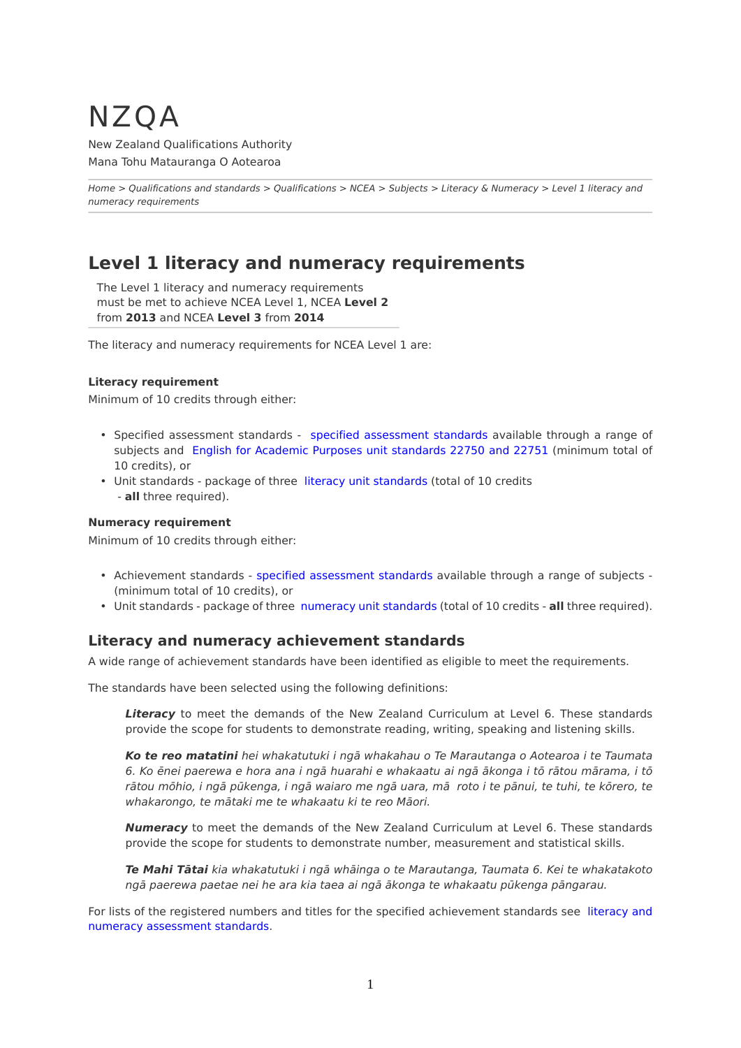# NZQA

New Zealand Qualifications Authority

Mana Tohu Matauranga O Aotearoa

*Home > Qualifications and standards > Qualifications > NCEA > Subjects > Literacy & Numeracy > Level 1 literacy and numeracy requirements*

## Level 1 literacy and numeracy requirements

The Level 1 literacy and numeracy requirements must be met to achieve NCEA Level 1, NCEA **Level 2** from **2013** and NCEA **Level 3** from **2014**

The literacy and numeracy requirements for NCEA Level 1 are:

**Literacy requirement**

Minimum of 10 credits through either:

- Specified assessment standards - specified assessment standards available through a range of subjects and English for Academic Purposes unit standards 22750 and 22751 (minimum total of 10 credits), or
- Unit standards - package of three literacy unit standards (total of 10 credits - **all** three required).

**Numeracy requirement**

Minimum of 10 credits through either:

- Achievement standards - specified assessment standards available through a range of subjects - (minimum total of 10 credits), or
- Unit standards - package of three numeracy unit standards (total of 10 credits - **all** three required).

### Literacy and numeracy achievement standards

A wide range of achievement standards have been identified as eligible to meet the requirements.

The standards have been selected using the following definitions:

> ***Literacy*** to meet the demands of the New Zealand Curriculum at Level 6. These standards provide the scope for students to demonstrate reading, writing, speaking and listening skills.
>
> ***Ko te reo matatini*** *hei whakatutuki i ngā whakahau o Te Marautanga o Aotearoa i te Taumata 6. Ko ēnei paerewa e hora ana i ngā huarahi e whakaatu ai ngā ākonga i tō rātou mārama, i tō rātou mōhio, i ngā pūkenga, i ngā waiaro me ngā uara, mā roto i te pānui, te tuhi, te kōrero, te whakarongo, te mātaki me te whakaatu ki te reo Māori.*
>
> ***Numeracy*** to meet the demands of the New Zealand Curriculum at Level 6. These standards provide the scope for students to demonstrate number, measurement and statistical skills.
>
> ***Te Mahi Tātai*** *kia whakatutuki i ngā whāinga o te Marautanga, Taumata 6. Kei te whakatakoto ngā paerewa paetae nei he ara kia taea ai ngā ākonga te whakaatu pūkenga pāngarau.*

For lists of the registered numbers and titles for the specified achievement standards see literacy and numeracy assessment standards.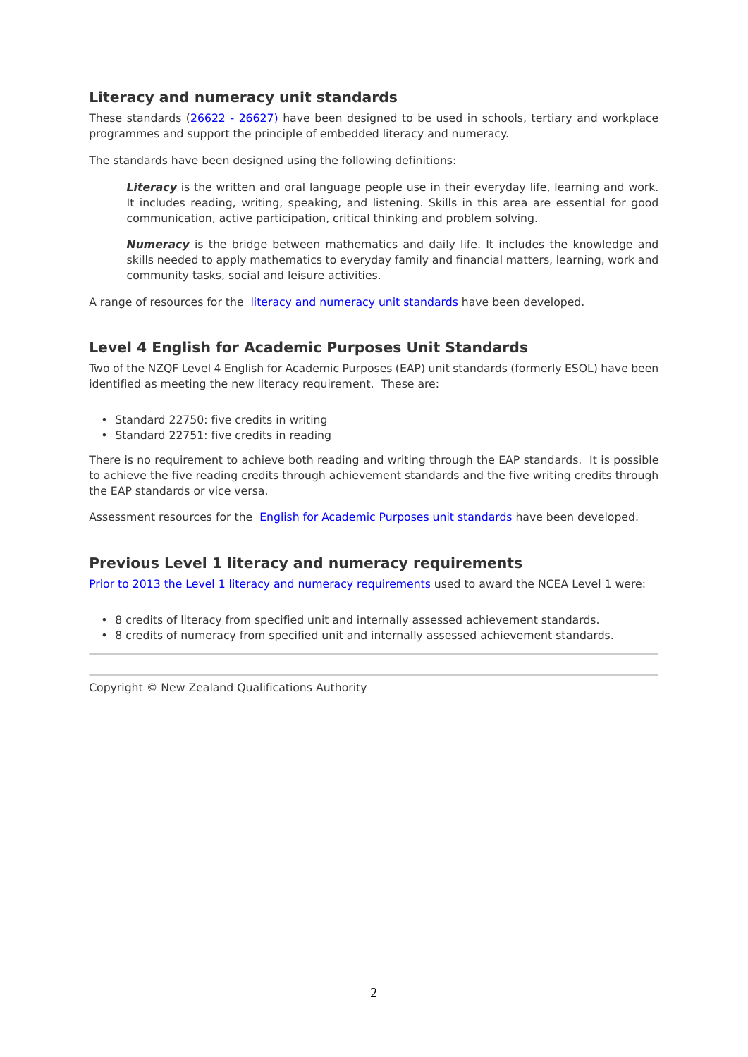## Literacy and numeracy unit standards

These standards (26622 - 26627) have been designed to be used in schools, tertiary and workplace programmes and support the principle of embedded literacy and numeracy.

The standards have been designed using the following definitions:

> ***Literacy*** is the written and oral language people use in their everyday life, learning and work. It includes reading, writing, speaking, and listening. Skills in this area are essential for good communication, active participation, critical thinking and problem solving.
>
> ***Numeracy*** is the bridge between mathematics and daily life. It includes the knowledge and skills needed to apply mathematics to everyday family and financial matters, learning, work and community tasks, social and leisure activities.

A range of resources for the literacy and numeracy unit standards have been developed.

## Level 4 English for Academic Purposes Unit Standards

Two of the NZQF Level 4 English for Academic Purposes (EAP) unit standards (formerly ESOL) have been identified as meeting the new literacy requirement. These are:

- Standard 22750: five credits in writing
- Standard 22751: five credits in reading

There is no requirement to achieve both reading and writing through the EAP standards. It is possible to achieve the five reading credits through achievement standards and the five writing credits through the EAP standards or vice versa.

Assessment resources for the English for Academic Purposes unit standards have been developed.

## Previous Level 1 literacy and numeracy requirements

Prior to 2013 the Level 1 literacy and numeracy requirements used to award the NCEA Level 1 were:

- 8 credits of literacy from specified unit and internally assessed achievement standards.
- 8 credits of numeracy from specified unit and internally assessed achievement standards.

---

Copyright © New Zealand Qualifications Authority